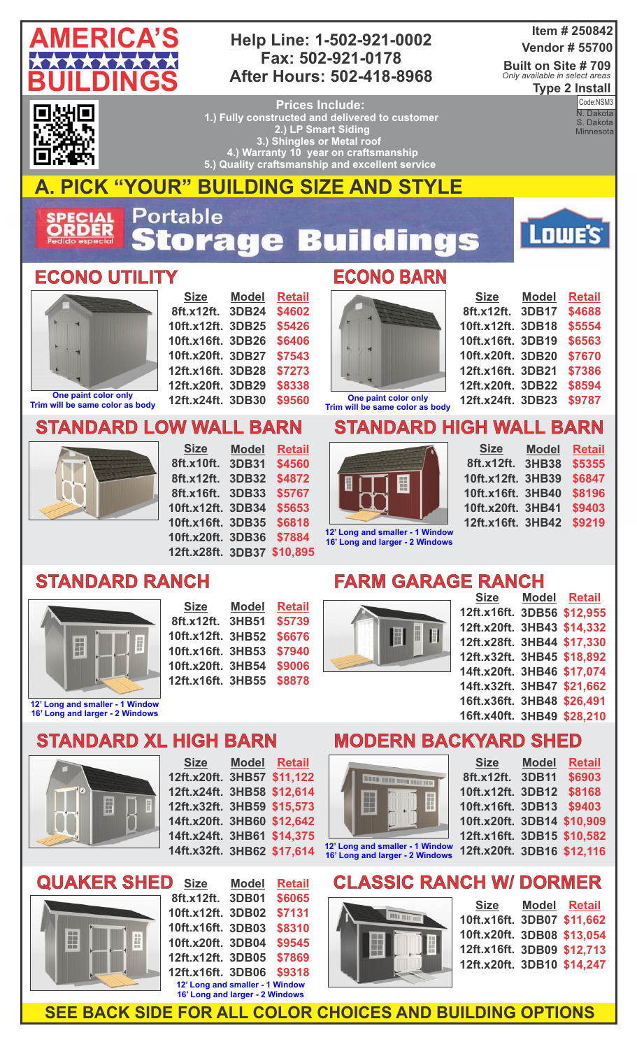# AMERICA'S BUILDINGS

**Help Line: 1-502-921-0002**
**Fax: 502-921-0178**
**After Hours: 502-418-8968**

**Item # 250842**
**Vendor # 55700**
**Built on Site # 709**
*Only available in select areas*
**Type 2 Install**

Code:NSM3
N. Dakota
S. Dakota
Minnesota

**Prices Include:**
1.) Fully constructed and delivered to customer
2.) LP Smart Siding
3.) Shingles or Metal roof
4.) Warranty 10 year on craftsmanship
5.) Quality craftsmanship and excellent service

## A. PICK "YOUR" BUILDING SIZE AND STYLE

SPECIAL ORDER Pedido especial — Portable Storage Buildings — LOWE'S

### ECONO UTILITY

| Size | Model | Retail |
|---|---|---|
| 8ft.x12ft. | 3DB24 | $4602 |
| 10ft.x12ft. | 3DB25 | $5426 |
| 10ft.x16ft. | 3DB26 | $6406 |
| 10ft.x20ft. | 3DB27 | $7543 |
| 12ft.x16ft. | 3DB28 | $7273 |
| 12ft.x20ft. | 3DB29 | $8338 |
| 12ft.x24ft. | 3DB30 | $9560 |

One paint color only
Trim will be same color as body

### ECONO BARN

| Size | Model | Retail |
|---|---|---|
| 8ft.x12ft. | 3DB17 | $4688 |
| 10ft.x12ft. | 3DB18 | $5554 |
| 10ft.x16ft. | 3DB19 | $6563 |
| 10ft.x20ft. | 3DB20 | $7670 |
| 12ft.x16ft. | 3DB21 | $7386 |
| 12ft.x20ft. | 3DB22 | $8594 |
| 12ft.x24ft. | 3DB23 | $9787 |

One paint color only
Trim will be same color as body

### STANDARD LOW WALL BARN

| Size | Model | Retail |
|---|---|---|
| 8ft.x10ft. | 3DB31 | $4560 |
| 8ft.x12ft. | 3DB32 | $4872 |
| 8ft.x16ft. | 3DB33 | $5767 |
| 10ft.x12ft. | 3DB34 | $5653 |
| 10ft.x16ft. | 3DB35 | $6818 |
| 10ft.x20ft. | 3DB36 | $7884 |
| 12ft.x28ft. | 3DB37 | $10,895 |

### STANDARD HIGH WALL BARN

| Size | Model | Retail |
|---|---|---|
| 8ft.x12ft. | 3HB38 | $5355 |
| 10ft.x12ft. | 3HB39 | $6847 |
| 10ft.x16ft. | 3HB40 | $8196 |
| 10ft.x20ft. | 3HB41 | $9403 |
| 12ft.x16ft. | 3HB42 | $9219 |

12' Long and smaller - 1 Window
16' Long and larger - 2 Windows

### STANDARD RANCH

| Size | Model | Retail |
|---|---|---|
| 8ft.x12ft. | 3HB51 | $5739 |
| 10ft.x12ft. | 3HB52 | $6676 |
| 10ft.x16ft. | 3HB53 | $7940 |
| 10ft.x20ft. | 3HB54 | $9006 |
| 12ft.x16ft. | 3HB55 | $8878 |

12' Long and smaller - 1 Window
16' Long and larger - 2 Windows

### FARM GARAGE RANCH

| Size | Model | Retail |
|---|---|---|
| 12ft.x16ft. | 3DB56 | $12,955 |
| 12ft.x20ft. | 3HB43 | $14,332 |
| 12ft.x28ft. | 3HB44 | $17,330 |
| 12ft.x32ft. | 3HB45 | $18,892 |
| 14ft.x20ft. | 3HB46 | $17,074 |
| 14ft.x32ft. | 3HB47 | $21,662 |
| 16ft.x36ft. | 3HB48 | $26,491 |
| 16ft.x40ft. | 3HB49 | $28,210 |

### STANDARD XL HIGH BARN

| Size | Model | Retail |
|---|---|---|
| 12ft.x20ft. | 3HB57 | $11,122 |
| 12ft.x24ft. | 3HB58 | $12,614 |
| 12ft.x32ft. | 3HB59 | $15,573 |
| 14ft.x20ft. | 3HB60 | $12,642 |
| 14ft.x24ft. | 3HB61 | $14,375 |
| 14ft.x32ft. | 3HB62 | $17,614 |

### MODERN BACKYARD SHED

| Size | Model | Retail |
|---|---|---|
| 8ft.x12ft. | 3DB11 | $6903 |
| 10ft.x12ft. | 3DB12 | $8168 |
| 10ft.x16ft. | 3DB13 | $9403 |
| 10ft.x20ft. | 3DB14 | $10,909 |
| 12ft.x16ft. | 3DB15 | $10,582 |
| 12ft.x20ft. | 3DB16 | $12,116 |

12' Long and smaller - 1 Window
16' Long and larger - 2 Windows

### QUAKER SHED

| Size | Model | Retail |
|---|---|---|
| 8ft.x12ft. | 3DB01 | $6065 |
| 10ft.x12ft. | 3DB02 | $7131 |
| 10ft.x16ft. | 3DB03 | $8310 |
| 10ft.x20ft. | 3DB04 | $9545 |
| 12ft.x12ft. | 3DB05 | $7869 |
| 12ft.x16ft. | 3DB06 | $9318 |

12' Long and smaller - 1 Window
16' Long and larger - 2 Windows

### CLASSIC RANCH W/ DORMER

| Size | Model | Retail |
|---|---|---|
| 10ft.x16ft. | 3DB07 | $11,662 |
| 10ft.x20ft. | 3DB08 | $13,054 |
| 12ft.x16ft. | 3DB09 | $12,713 |
| 12ft.x20ft. | 3DB10 | $14,247 |

**SEE BACK SIDE FOR ALL COLOR CHOICES AND BUILDING OPTIONS**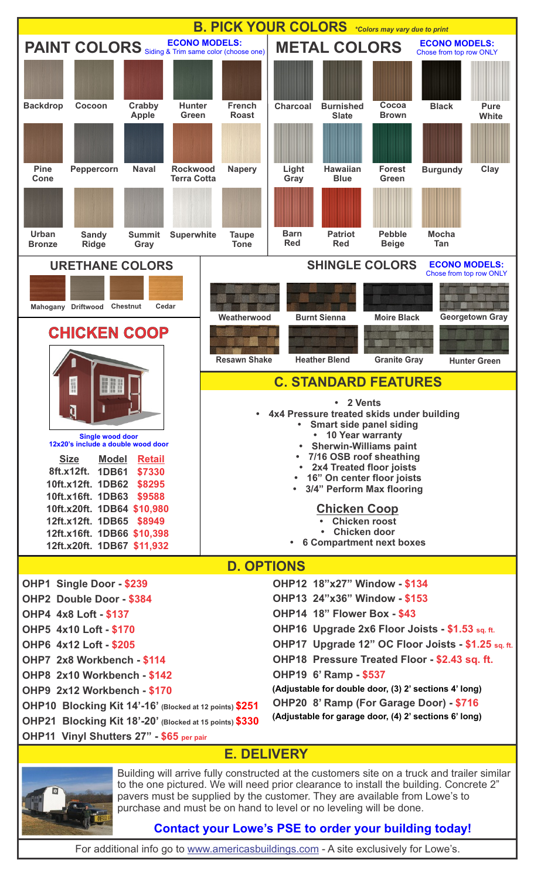# B. PICK YOUR COLORS

*Colors may vary due to print

## PAINT COLORS

**ECONO MODELS:** Siding & Trim same color (choose one)

Backdrop, Cocoon, Crabby Apple, Hunter Green, French Roast

Pine Cone, Peppercorn, Naval, Rockwood Terra Cotta, Napery

Urban Bronze, Sandy Ridge, Summit Gray, Superwhite, Taupe Tone

## METAL COLORS

**ECONO MODELS:** Chose from top row ONLY

Charcoal, Burnished Slate, Cocoa Brown, Black, Pure White

Light Gray, Hawaiian Blue, Forest Green, Burgundy, Clay

Barn Red, Patriot Red, Pebble Beige, Mocha Tan

## URETHANE COLORS

Mahogany, Driftwood, Chestnut, Cedar

## SHINGLE COLORS

**ECONO MODELS:** Chose from top row ONLY

Weatherwood, Burnt Sienna, Moire Black, Georgetown Gray

Resawn Shake, Heather Blend, Granite Gray, Hunter Green

## CHICKEN COOP

Single wood door
12x20's include a double wood door

| Size | Model | Retail |
|---|---|---|
| 8ft.x12ft. | 1DB61 | $7330 |
| 10ft.x12ft. | 1DB62 | $8295 |
| 10ft.x16ft. | 1DB63 | $9588 |
| 10ft.x20ft. | 1DB64 | $10,980 |
| 12ft.x12ft. | 1DB65 | $8949 |
| 12ft.x16ft. | 1DB66 | $10,398 |
| 12ft.x20ft. | 1DB67 | $11,932 |

# C. STANDARD FEATURES

- 2 Vents
- 4x4 Pressure treated skids under building
- Smart side panel siding
- 10 Year warranty
- Sherwin-Williams paint
- 7/16 OSB roof sheathing
- 2x4 Treated floor joists
- 16" On center floor joists
- 3/4" Perform Max flooring

### Chicken Coop

- Chicken roost
- Chicken door
- 6 Compartment next boxes

# D. OPTIONS

- OHP1 Single Door - $239
- OHP2 Double Door - $384
- OHP4 4x8 Loft - $137
- OHP5 4x10 Loft - $170
- OHP6 4x12 Loft - $205
- OHP7 2x8 Workbench - $114
- OHP8 2x10 Workbench - $142
- OHP9 2x12 Workbench - $170
- OHP10 Blocking Kit 14'-16' (Blocked at 12 points) $251
- OHP21 Blocking Kit 18'-20' (Blocked at 15 points) $330
- OHP11 Vinyl Shutters 27" - $65 per pair
- OHP12 18"x27" Window - $134
- OHP13 24"x36" Window - $153
- OHP14 18" Flower Box - $43
- OHP16 Upgrade 2x6 Floor Joists - $1.53 sq. ft.
- OHP17 Upgrade 12" OC Floor Joists - $1.25 sq. ft.
- OHP18 Pressure Treated Floor - $2.43 sq. ft.
- OHP19 6' Ramp - $537 (Adjustable for double door, (3) 2' sections 4' long)
- OHP20 8' Ramp (For Garage Door) - $716 (Adjustable for garage door, (4) 2' sections 6' long)

# E. DELIVERY

Building will arrive fully constructed at the customers site on a truck and trailer similar to the one pictured. We will need prior clearance to install the building. Concrete 2" pavers must be supplied by the customer. They are available from Lowe's to purchase and must be on hand to level or no leveling will be done.

**Contact your Lowe's PSE to order your building today!**

For additional info go to www.americasbuildings.com - A site exclusively for Lowe's.